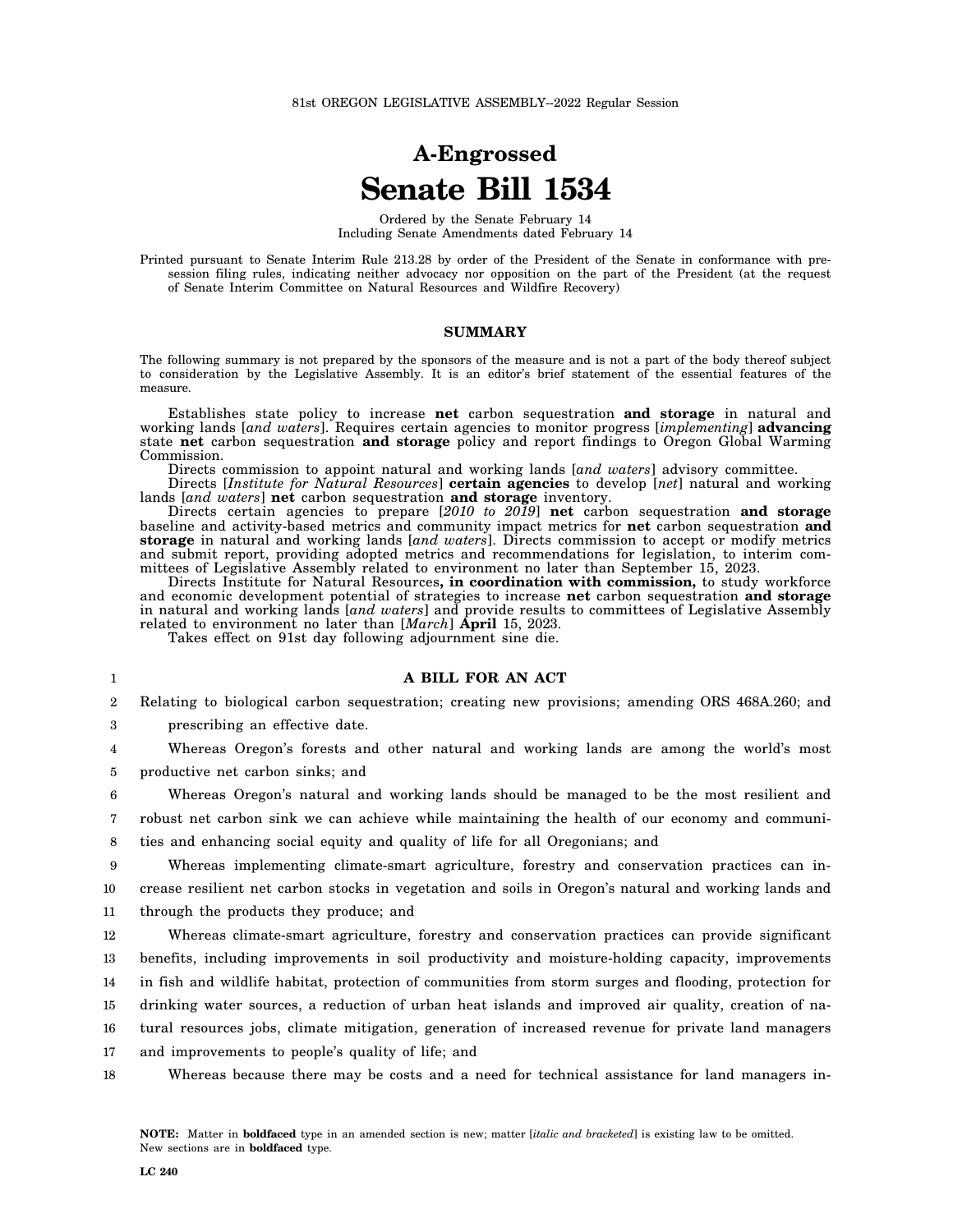81st OREGON LEGISLATIVE ASSEMBLY--2022 Regular Session

# A-Engrossed
# Senate Bill 1534

Ordered by the Senate February 14
Including Senate Amendments dated February 14

Printed pursuant to Senate Interim Rule 213.28 by order of the President of the Senate in conformance with presession filing rules, indicating neither advocacy nor opposition on the part of the President (at the request of Senate Interim Committee on Natural Resources and Wildfire Recovery)

## SUMMARY

The following summary is not prepared by the sponsors of the measure and is not a part of the body thereof subject to consideration by the Legislative Assembly. It is an editor's brief statement of the essential features of the measure.

Establishes state policy to increase **net** carbon sequestration **and storage** in natural and working lands [*and waters*]. Requires certain agencies to monitor progress [*implementing*] **advancing** state **net** carbon sequestration **and storage** policy and report findings to Oregon Global Warming Commission.

Directs commission to appoint natural and working lands [*and waters*] advisory committee.

Directs [*Institute for Natural Resources*] **certain agencies** to develop [*net*] natural and working lands [*and waters*] **net** carbon sequestration **and storage** inventory.

Directs certain agencies to prepare [*2010 to 2019*] **net** carbon sequestration **and storage** baseline and activity-based metrics and community impact metrics for **net** carbon sequestration **and storage** in natural and working lands [*and waters*]. Directs commission to accept or modify metrics and submit report, providing adopted metrics and recommendations for legislation, to interim committees of Legislative Assembly related to environment no later than September 15, 2023.

Directs Institute for Natural Resources**, in coordination with commission,** to study workforce and economic development potential of strategies to increase **net** carbon sequestration **and storage** in natural and working lands [*and waters*] and provide results to committees of Legislative Assembly related to environment no later than [*March*] **April** 15, 2023.

Takes effect on 91st day following adjournment sine die.

**A BILL FOR AN ACT**

Relating to biological carbon sequestration; creating new provisions; amending ORS 468A.260; and prescribing an effective date.

Whereas Oregon's forests and other natural and working lands are among the world's most productive net carbon sinks; and

Whereas Oregon's natural and working lands should be managed to be the most resilient and robust net carbon sink we can achieve while maintaining the health of our economy and communities and enhancing social equity and quality of life for all Oregonians; and

Whereas implementing climate-smart agriculture, forestry and conservation practices can increase resilient net carbon stocks in vegetation and soils in Oregon's natural and working lands and through the products they produce; and

Whereas climate-smart agriculture, forestry and conservation practices can provide significant benefits, including improvements in soil productivity and moisture-holding capacity, improvements in fish and wildlife habitat, protection of communities from storm surges and flooding, protection for drinking water sources, a reduction of urban heat islands and improved air quality, creation of natural resources jobs, climate mitigation, generation of increased revenue for private land managers and improvements to people's quality of life; and

Whereas because there may be costs and a need for technical assistance for land managers in-

**NOTE:** Matter in **boldfaced** type in an amended section is new; matter [*italic and bracketed*] is existing law to be omitted. New sections are in **boldfaced** type.

LC 240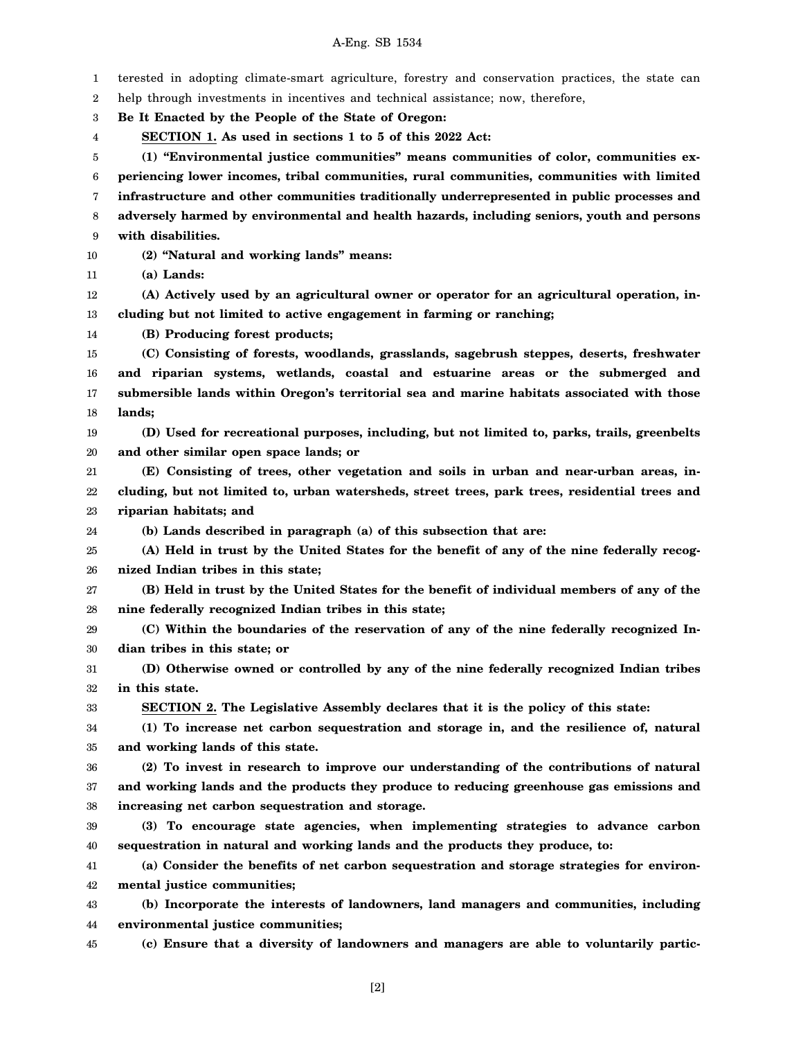terested in adopting climate-smart agriculture, forestry and conservation practices, the state can help through investments in incentives and technical assistance; now, therefore,

**Be It Enacted by the People of the State of Oregon:**

**SECTION 1. As used in sections 1 to 5 of this 2022 Act:**

**(1) "Environmental justice communities" means communities of color, communities experiencing lower incomes, tribal communities, rural communities, communities with limited infrastructure and other communities traditionally underrepresented in public processes and adversely harmed by environmental and health hazards, including seniors, youth and persons with disabilities.**

**(2) "Natural and working lands" means:**

**(a) Lands:**

**(A) Actively used by an agricultural owner or operator for an agricultural operation, including but not limited to active engagement in farming or ranching;**

**(B) Producing forest products;**

**(C) Consisting of forests, woodlands, grasslands, sagebrush steppes, deserts, freshwater and riparian systems, wetlands, coastal and estuarine areas or the submerged and submersible lands within Oregon's territorial sea and marine habitats associated with those lands;**

**(D) Used for recreational purposes, including, but not limited to, parks, trails, greenbelts and other similar open space lands; or**

**(E) Consisting of trees, other vegetation and soils in urban and near-urban areas, including, but not limited to, urban watersheds, street trees, park trees, residential trees and riparian habitats; and**

**(b) Lands described in paragraph (a) of this subsection that are:**

**(A) Held in trust by the United States for the benefit of any of the nine federally recognized Indian tribes in this state;**

**(B) Held in trust by the United States for the benefit of individual members of any of the nine federally recognized Indian tribes in this state;**

**(C) Within the boundaries of the reservation of any of the nine federally recognized Indian tribes in this state; or**

**(D) Otherwise owned or controlled by any of the nine federally recognized Indian tribes in this state.**

**SECTION 2. The Legislative Assembly declares that it is the policy of this state:**

**(1) To increase net carbon sequestration and storage in, and the resilience of, natural and working lands of this state.**

**(2) To invest in research to improve our understanding of the contributions of natural and working lands and the products they produce to reducing greenhouse gas emissions and increasing net carbon sequestration and storage.**

**(3) To encourage state agencies, when implementing strategies to advance carbon sequestration in natural and working lands and the products they produce, to:**

**(a) Consider the benefits of net carbon sequestration and storage strategies for environmental justice communities;**

**(b) Incorporate the interests of landowners, land managers and communities, including environmental justice communities;**

**(c) Ensure that a diversity of landowners and managers are able to voluntarily partic-**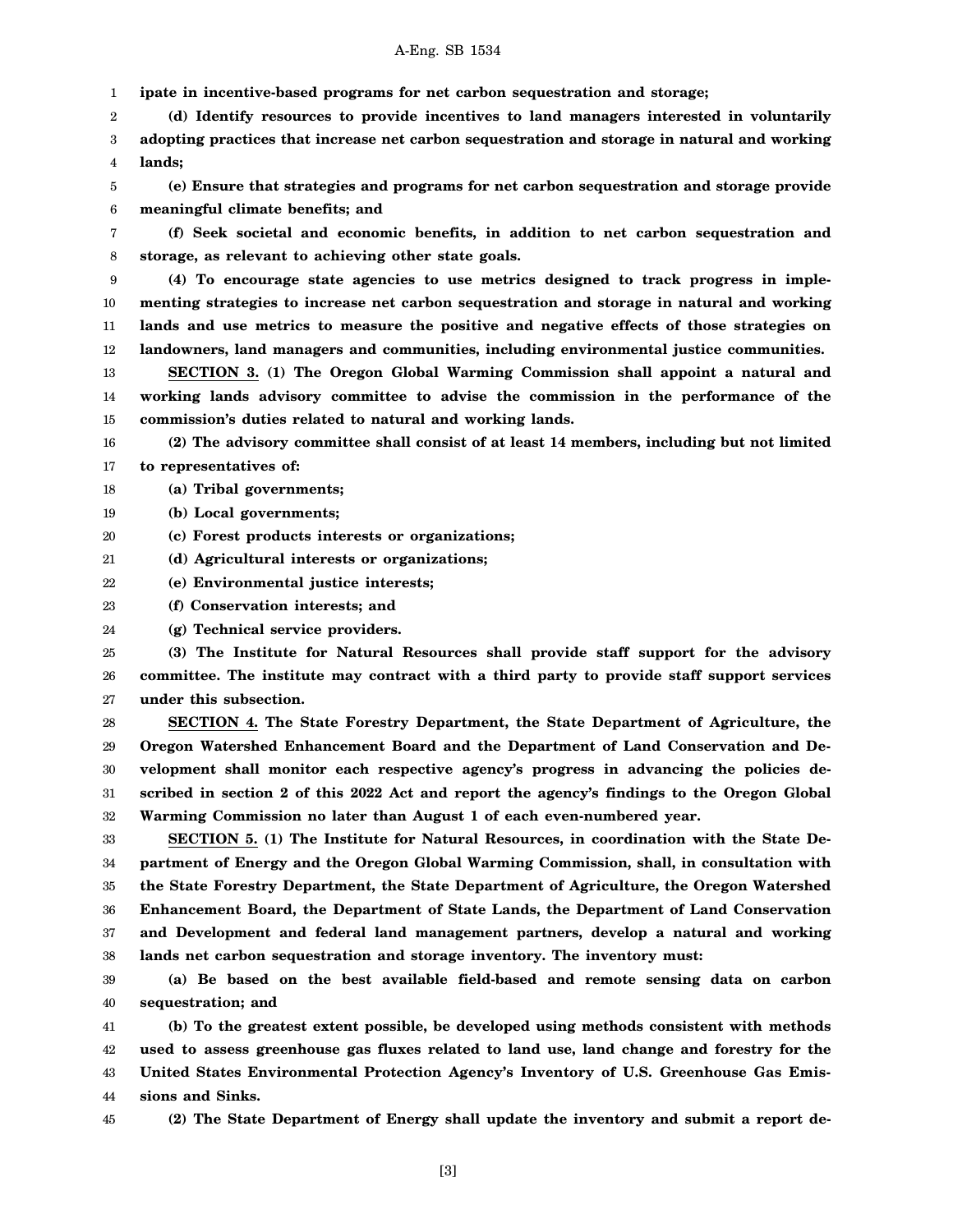**ipate in incentive-based programs for net carbon sequestration and storage;**

**(d) Identify resources to provide incentives to land managers interested in voluntarily adopting practices that increase net carbon sequestration and storage in natural and working lands;**

**(e) Ensure that strategies and programs for net carbon sequestration and storage provide meaningful climate benefits; and**

**(f) Seek societal and economic benefits, in addition to net carbon sequestration and storage, as relevant to achieving other state goals.**

**(4) To encourage state agencies to use metrics designed to track progress in implementing strategies to increase net carbon sequestration and storage in natural and working lands and use metrics to measure the positive and negative effects of those strategies on landowners, land managers and communities, including environmental justice communities.**

**SECTION 3. (1) The Oregon Global Warming Commission shall appoint a natural and working lands advisory committee to advise the commission in the performance of the commission's duties related to natural and working lands.**

**(2) The advisory committee shall consist of at least 14 members, including but not limited to representatives of:**

**(a) Tribal governments;**

**(b) Local governments;**

**(c) Forest products interests or organizations;**

**(d) Agricultural interests or organizations;**

**(e) Environmental justice interests;**

**(f) Conservation interests; and**

**(g) Technical service providers.**

**(3) The Institute for Natural Resources shall provide staff support for the advisory committee. The institute may contract with a third party to provide staff support services under this subsection.**

**SECTION 4. The State Forestry Department, the State Department of Agriculture, the Oregon Watershed Enhancement Board and the Department of Land Conservation and Development shall monitor each respective agency's progress in advancing the policies described in section 2 of this 2022 Act and report the agency's findings to the Oregon Global Warming Commission no later than August 1 of each even-numbered year.**

**SECTION 5. (1) The Institute for Natural Resources, in coordination with the State Department of Energy and the Oregon Global Warming Commission, shall, in consultation with the State Forestry Department, the State Department of Agriculture, the Oregon Watershed Enhancement Board, the Department of State Lands, the Department of Land Conservation and Development and federal land management partners, develop a natural and working lands net carbon sequestration and storage inventory. The inventory must:**

**(a) Be based on the best available field-based and remote sensing data on carbon sequestration; and**

**(b) To the greatest extent possible, be developed using methods consistent with methods used to assess greenhouse gas fluxes related to land use, land change and forestry for the United States Environmental Protection Agency's Inventory of U.S. Greenhouse Gas Emissions and Sinks.**

**(2) The State Department of Energy shall update the inventory and submit a report de-**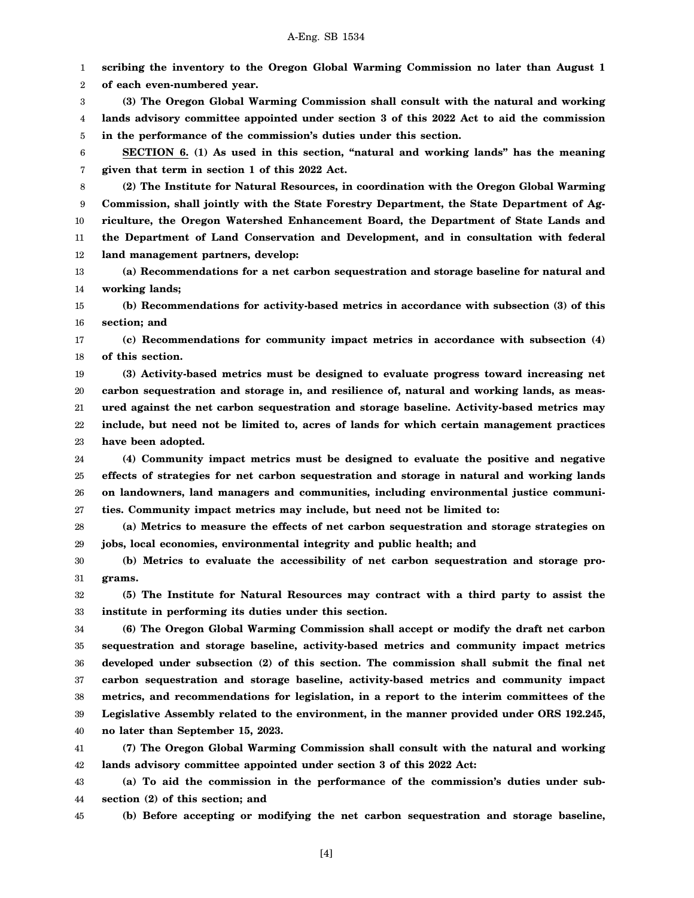**scribing the inventory to the Oregon Global Warming Commission no later than August 1 of each even-numbered year.**

**(3) The Oregon Global Warming Commission shall consult with the natural and working lands advisory committee appointed under section 3 of this 2022 Act to aid the commission in the performance of the commission's duties under this section.**

**SECTION 6. (1) As used in this section, "natural and working lands" has the meaning given that term in section 1 of this 2022 Act.**

**(2) The Institute for Natural Resources, in coordination with the Oregon Global Warming Commission, shall jointly with the State Forestry Department, the State Department of Agriculture, the Oregon Watershed Enhancement Board, the Department of State Lands and the Department of Land Conservation and Development, and in consultation with federal land management partners, develop:**

**(a) Recommendations for a net carbon sequestration and storage baseline for natural and working lands;**

**(b) Recommendations for activity-based metrics in accordance with subsection (3) of this section; and**

**(c) Recommendations for community impact metrics in accordance with subsection (4) of this section.**

**(3) Activity-based metrics must be designed to evaluate progress toward increasing net carbon sequestration and storage in, and resilience of, natural and working lands, as measured against the net carbon sequestration and storage baseline. Activity-based metrics may include, but need not be limited to, acres of lands for which certain management practices have been adopted.**

**(4) Community impact metrics must be designed to evaluate the positive and negative effects of strategies for net carbon sequestration and storage in natural and working lands on landowners, land managers and communities, including environmental justice communities. Community impact metrics may include, but need not be limited to:**

**(a) Metrics to measure the effects of net carbon sequestration and storage strategies on jobs, local economies, environmental integrity and public health; and**

**(b) Metrics to evaluate the accessibility of net carbon sequestration and storage programs.**

**(5) The Institute for Natural Resources may contract with a third party to assist the institute in performing its duties under this section.**

**(6) The Oregon Global Warming Commission shall accept or modify the draft net carbon sequestration and storage baseline, activity-based metrics and community impact metrics developed under subsection (2) of this section. The commission shall submit the final net carbon sequestration and storage baseline, activity-based metrics and community impact metrics, and recommendations for legislation, in a report to the interim committees of the Legislative Assembly related to the environment, in the manner provided under ORS 192.245, no later than September 15, 2023.**

**(7) The Oregon Global Warming Commission shall consult with the natural and working lands advisory committee appointed under section 3 of this 2022 Act:**

**(a) To aid the commission in the performance of the commission's duties under subsection (2) of this section; and**

**(b) Before accepting or modifying the net carbon sequestration and storage baseline,**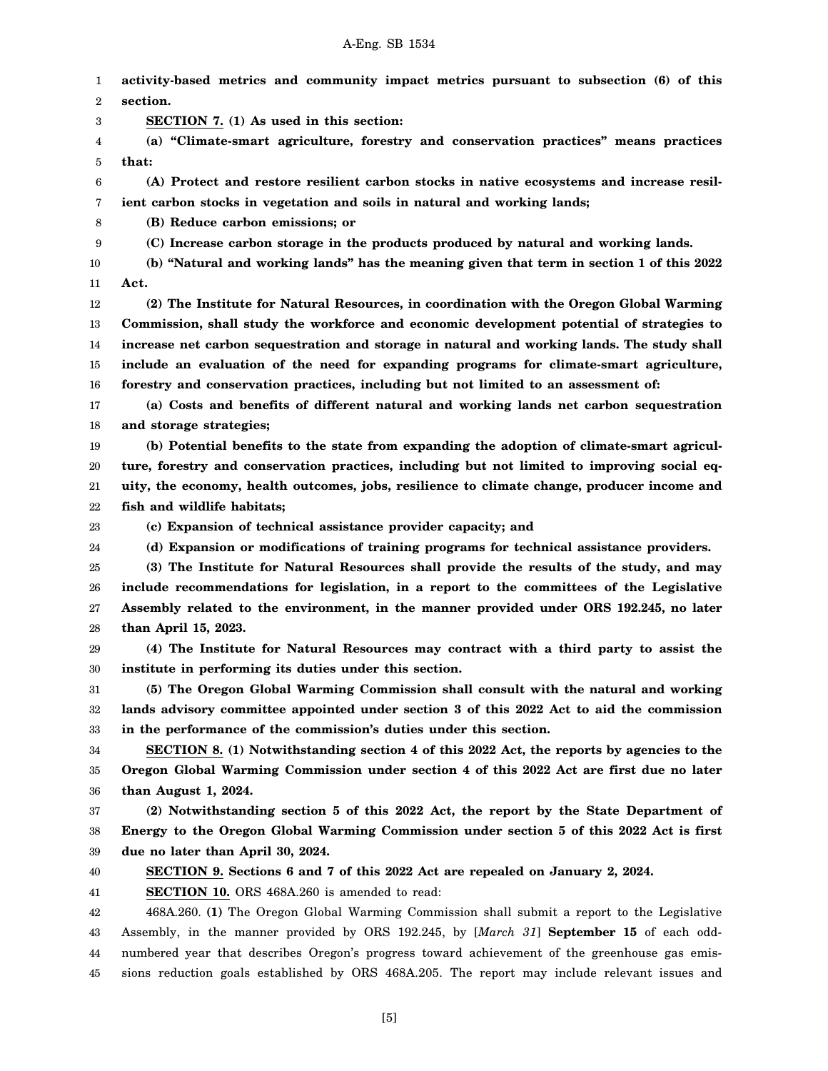**activity-based metrics and community impact metrics pursuant to subsection (6) of this section.**

**SECTION 7. (1) As used in this section:**

**(a) "Climate-smart agriculture, forestry and conservation practices" means practices that:**

**(A) Protect and restore resilient carbon stocks in native ecosystems and increase resilient carbon stocks in vegetation and soils in natural and working lands;**

**(B) Reduce carbon emissions; or**

**(C) Increase carbon storage in the products produced by natural and working lands.**

**(b) "Natural and working lands" has the meaning given that term in section 1 of this 2022 Act.**

**(2) The Institute for Natural Resources, in coordination with the Oregon Global Warming Commission, shall study the workforce and economic development potential of strategies to increase net carbon sequestration and storage in natural and working lands. The study shall include an evaluation of the need for expanding programs for climate-smart agriculture, forestry and conservation practices, including but not limited to an assessment of:**

**(a) Costs and benefits of different natural and working lands net carbon sequestration and storage strategies;**

**(b) Potential benefits to the state from expanding the adoption of climate-smart agriculture, forestry and conservation practices, including but not limited to improving social equity, the economy, health outcomes, jobs, resilience to climate change, producer income and fish and wildlife habitats;**

**(c) Expansion of technical assistance provider capacity; and**

**(d) Expansion or modifications of training programs for technical assistance providers.**

**(3) The Institute for Natural Resources shall provide the results of the study, and may include recommendations for legislation, in a report to the committees of the Legislative Assembly related to the environment, in the manner provided under ORS 192.245, no later than April 15, 2023.**

**(4) The Institute for Natural Resources may contract with a third party to assist the institute in performing its duties under this section.**

**(5) The Oregon Global Warming Commission shall consult with the natural and working lands advisory committee appointed under section 3 of this 2022 Act to aid the commission in the performance of the commission's duties under this section.**

**SECTION 8. (1) Notwithstanding section 4 of this 2022 Act, the reports by agencies to the Oregon Global Warming Commission under section 4 of this 2022 Act are first due no later than August 1, 2024.**

**(2) Notwithstanding section 5 of this 2022 Act, the report by the State Department of Energy to the Oregon Global Warming Commission under section 5 of this 2022 Act is first due no later than April 30, 2024.**

**SECTION 9. Sections 6 and 7 of this 2022 Act are repealed on January 2, 2024.**

**SECTION 10.** ORS 468A.260 is amended to read:

468A.260. **(1)** The Oregon Global Warming Commission shall submit a report to the Legislative Assembly, in the manner provided by ORS 192.245, by [*March 31*] **September 15** of each odd-numbered year that describes Oregon's progress toward achievement of the greenhouse gas emissions reduction goals established by ORS 468A.205. The report may include relevant issues and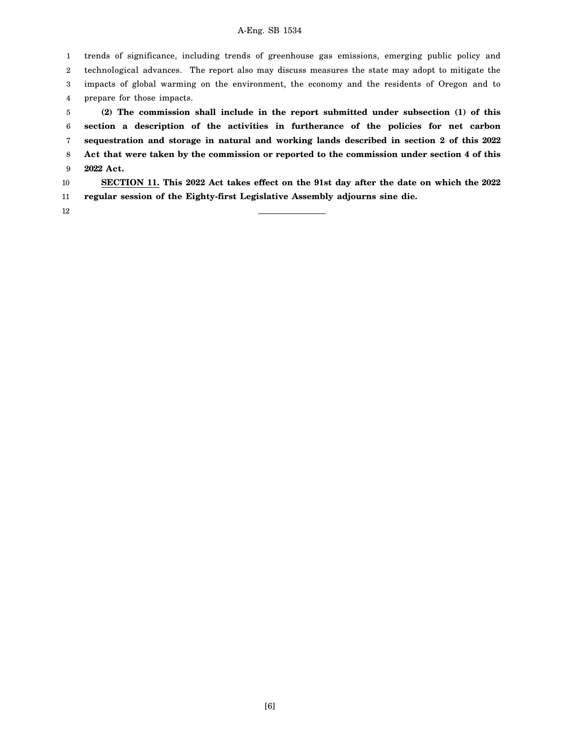trends of significance, including trends of greenhouse gas emissions, emerging public policy and technological advances. The report also may discuss measures the state may adopt to mitigate the impacts of global warming on the environment, the economy and the residents of Oregon and to prepare for those impacts.

**(2) The commission shall include in the report submitted under subsection (1) of this section a description of the activities in furtherance of the policies for net carbon sequestration and storage in natural and working lands described in section 2 of this 2022 Act that were taken by the commission or reported to the commission under section 4 of this 2022 Act.**

**SECTION 11. This 2022 Act takes effect on the 91st day after the date on which the 2022 regular session of the Eighty-first Legislative Assembly adjourns sine die.**